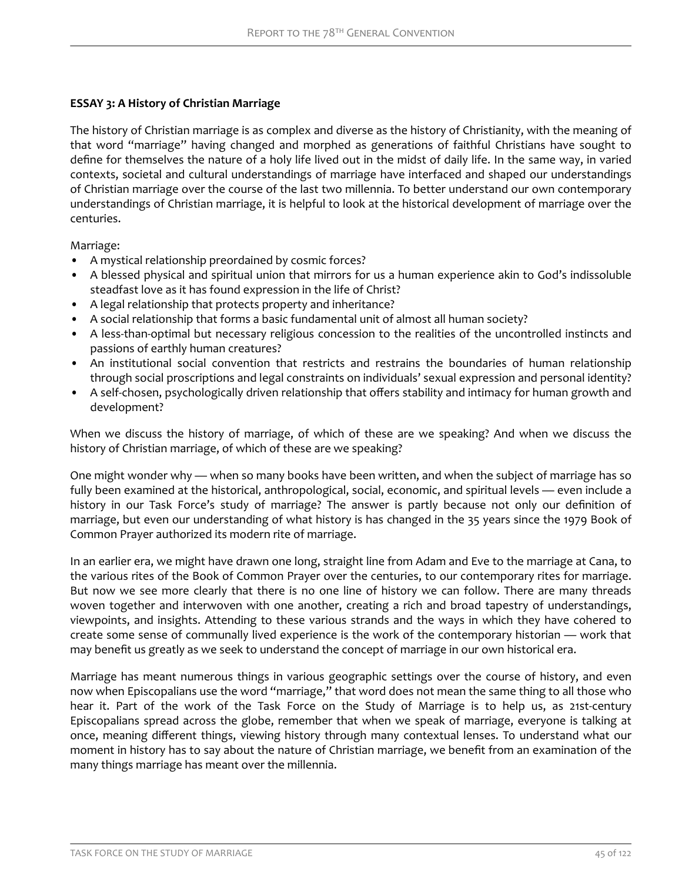**ESSAY 3: A History of Christian Marriage**

The history of Christian marriage is as complex and diverse as the history of Christianity, with the meaning of that word "marriage" having changed and morphed as generations of faithful Christians have sought to define for themselves the nature of a holy life lived out in the midst of daily life. In the same way, in varied contexts, societal and cultural understandings of marriage have interfaced and shaped our understandings of Christian marriage over the course of the last two millennia. To better understand our own contemporary understandings of Christian marriage, it is helpful to look at the historical development of marriage over the centuries.

Marriage:

- A mystical relationship preordained by cosmic forces?
- A blessed physical and spiritual union that mirrors for us a human experience akin to God's indissoluble steadfast love as it has found expression in the life of Christ?
- A legal relationship that protects property and inheritance?
- A social relationship that forms a basic fundamental unit of almost all human society?
- A less-than-optimal but necessary religious concession to the realities of the uncontrolled instincts and passions of earthly human creatures?
- An institutional social convention that restricts and restrains the boundaries of human relationship through social proscriptions and legal constraints on individuals' sexual expression and personal identity?
- A self-chosen, psychologically driven relationship that offers stability and intimacy for human growth and development?

When we discuss the history of marriage, of which of these are we speaking? And when we discuss the history of Christian marriage, of which of these are we speaking?

One might wonder why — when so many books have been written, and when the subject of marriage has so fully been examined at the historical, anthropological, social, economic, and spiritual levels — even include a history in our Task Force's study of marriage? The answer is partly because not only our definition of marriage, but even our understanding of what history is has changed in the 35 years since the 1979 Book of Common Prayer authorized its modern rite of marriage.

In an earlier era, we might have drawn one long, straight line from Adam and Eve to the marriage at Cana, to the various rites of the Book of Common Prayer over the centuries, to our contemporary rites for marriage. But now we see more clearly that there is no one line of history we can follow. There are many threads woven together and interwoven with one another, creating a rich and broad tapestry of understandings, viewpoints, and insights. Attending to these various strands and the ways in which they have cohered to create some sense of communally lived experience is the work of the contemporary historian — work that may benefit us greatly as we seek to understand the concept of marriage in our own historical era.

Marriage has meant numerous things in various geographic settings over the course of history, and even now when Episcopalians use the word "marriage," that word does not mean the same thing to all those who hear it. Part of the work of the Task Force on the Study of Marriage is to help us, as 21st-century Episcopalians spread across the globe, remember that when we speak of marriage, everyone is talking at once, meaning different things, viewing history through many contextual lenses. To understand what our moment in history has to say about the nature of Christian marriage, we benefit from an examination of the many things marriage has meant over the millennia.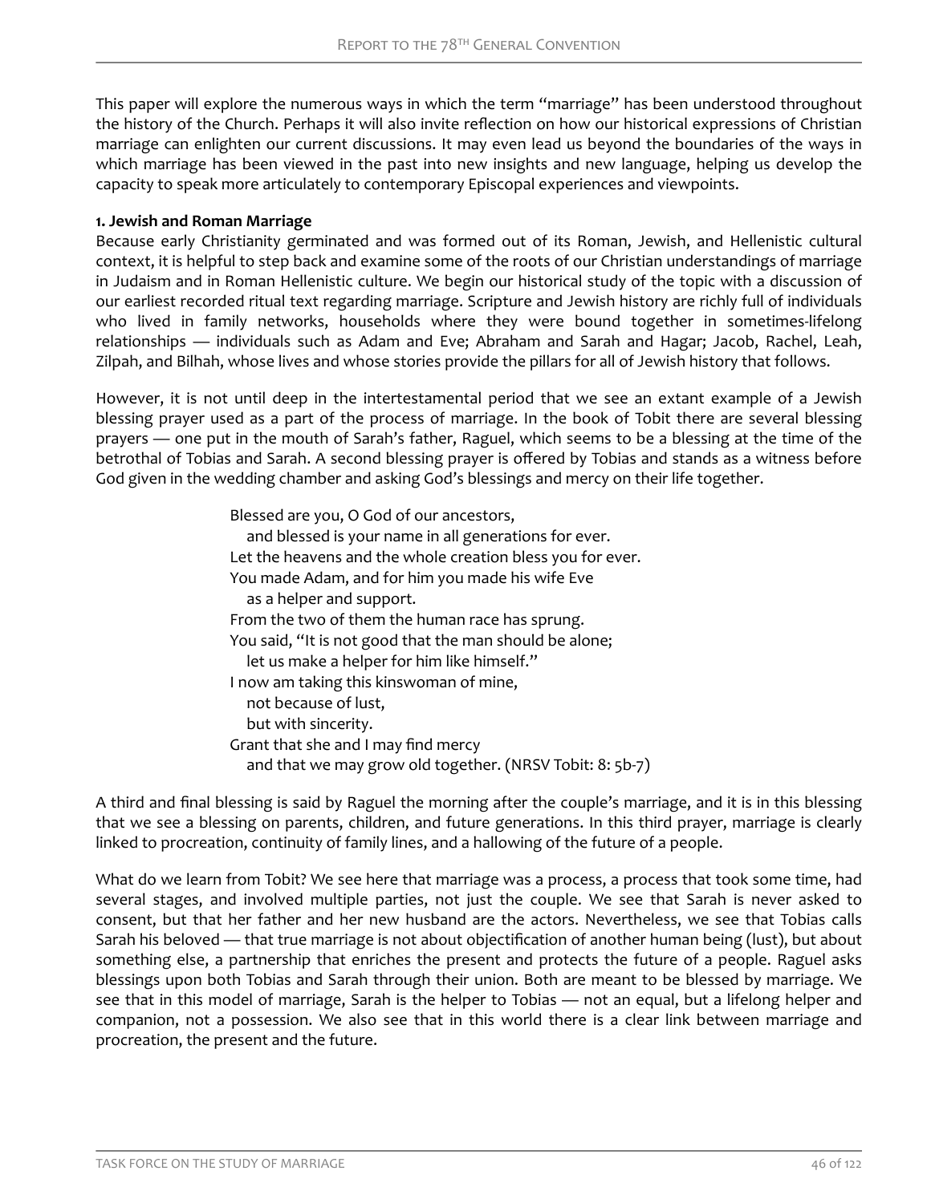This paper will explore the numerous ways in which the term "marriage" has been understood throughout the history of the Church. Perhaps it will also invite reflection on how our historical expressions of Christian marriage can enlighten our current discussions. It may even lead us beyond the boundaries of the ways in which marriage has been viewed in the past into new insights and new language, helping us develop the capacity to speak more articulately to contemporary Episcopal experiences and viewpoints.

**1. Jewish and Roman Marriage**

Because early Christianity germinated and was formed out of its Roman, Jewish, and Hellenistic cultural context, it is helpful to step back and examine some of the roots of our Christian understandings of marriage in Judaism and in Roman Hellenistic culture. We begin our historical study of the topic with a discussion of our earliest recorded ritual text regarding marriage. Scripture and Jewish history are richly full of individuals who lived in family networks, households where they were bound together in sometimes-lifelong relationships — individuals such as Adam and Eve; Abraham and Sarah and Hagar; Jacob, Rachel, Leah, Zilpah, and Bilhah, whose lives and whose stories provide the pillars for all of Jewish history that follows.

However, it is not until deep in the intertestamental period that we see an extant example of a Jewish blessing prayer used as a part of the process of marriage. In the book of Tobit there are several blessing prayers — one put in the mouth of Sarah's father, Raguel, which seems to be a blessing at the time of the betrothal of Tobias and Sarah. A second blessing prayer is offered by Tobias and stands as a witness before God given in the wedding chamber and asking God's blessings and mercy on their life together.

> Blessed are you, O God of our ancestors,
>   and blessed is your name in all generations for ever.
> Let the heavens and the whole creation bless you for ever.
> You made Adam, and for him you made his wife Eve
>   as a helper and support.
> From the two of them the human race has sprung.
> You said, "It is not good that the man should be alone;
>   let us make a helper for him like himself."
> I now am taking this kinswoman of mine,
>   not because of lust,
>   but with sincerity.
> Grant that she and I may find mercy
>   and that we may grow old together. (NRSV Tobit: 8: 5b-7)

A third and final blessing is said by Raguel the morning after the couple's marriage, and it is in this blessing that we see a blessing on parents, children, and future generations. In this third prayer, marriage is clearly linked to procreation, continuity of family lines, and a hallowing of the future of a people.

What do we learn from Tobit? We see here that marriage was a process, a process that took some time, had several stages, and involved multiple parties, not just the couple. We see that Sarah is never asked to consent, but that her father and her new husband are the actors. Nevertheless, we see that Tobias calls Sarah his beloved — that true marriage is not about objectification of another human being (lust), but about something else, a partnership that enriches the present and protects the future of a people. Raguel asks blessings upon both Tobias and Sarah through their union. Both are meant to be blessed by marriage. We see that in this model of marriage, Sarah is the helper to Tobias — not an equal, but a lifelong helper and companion, not a possession. We also see that in this world there is a clear link between marriage and procreation, the present and the future.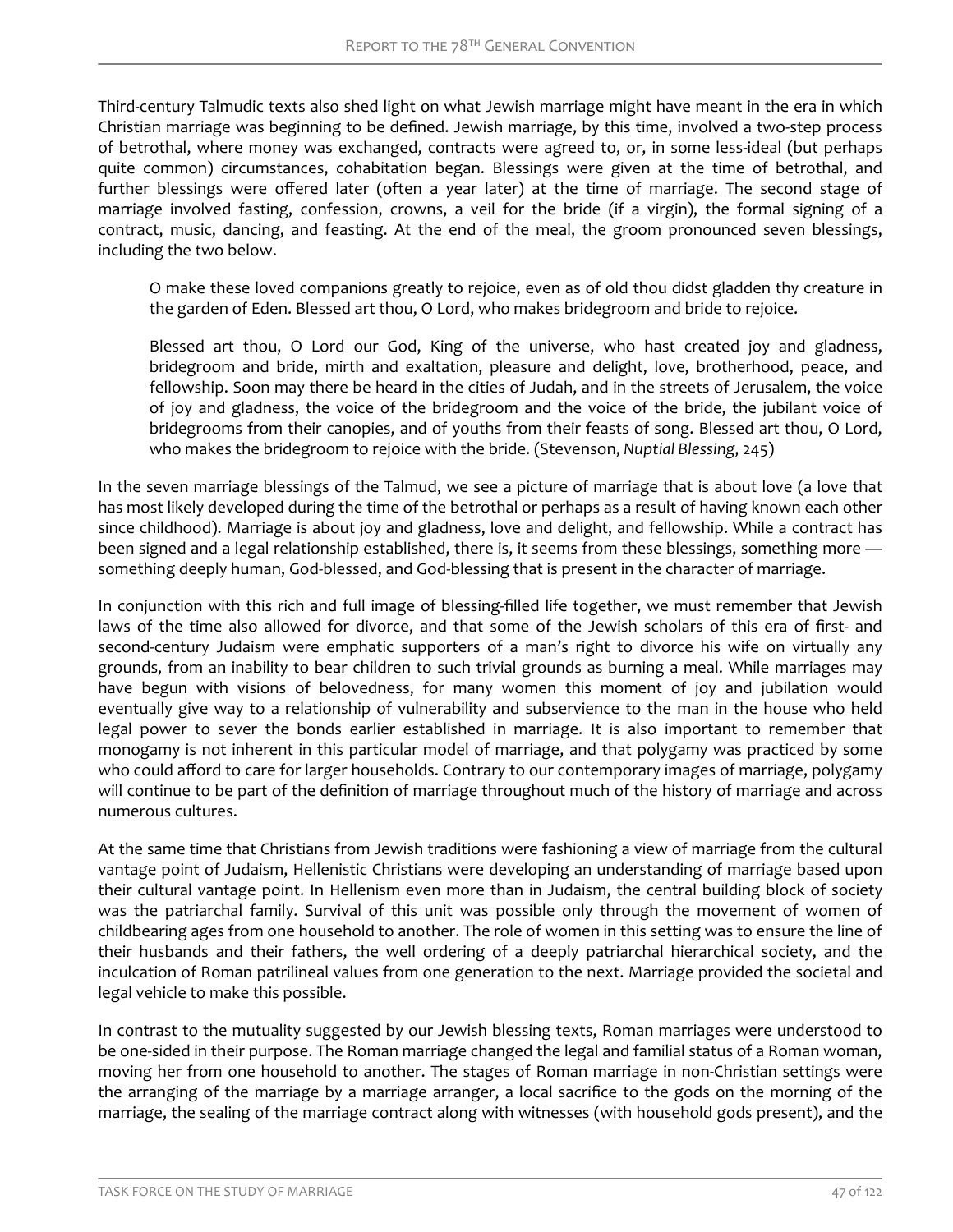Third-century Talmudic texts also shed light on what Jewish marriage might have meant in the era in which Christian marriage was beginning to be defined. Jewish marriage, by this time, involved a two-step process of betrothal, where money was exchanged, contracts were agreed to, or, in some less-ideal (but perhaps quite common) circumstances, cohabitation began. Blessings were given at the time of betrothal, and further blessings were offered later (often a year later) at the time of marriage. The second stage of marriage involved fasting, confession, crowns, a veil for the bride (if a virgin), the formal signing of a contract, music, dancing, and feasting. At the end of the meal, the groom pronounced seven blessings, including the two below.

> O make these loved companions greatly to rejoice, even as of old thou didst gladden thy creature in the garden of Eden. Blessed art thou, O Lord, who makes bridegroom and bride to rejoice.
>
> Blessed art thou, O Lord our God, King of the universe, who hast created joy and gladness, bridegroom and bride, mirth and exaltation, pleasure and delight, love, brotherhood, peace, and fellowship. Soon may there be heard in the cities of Judah, and in the streets of Jerusalem, the voice of joy and gladness, the voice of the bridegroom and the voice of the bride, the jubilant voice of bridegrooms from their canopies, and of youths from their feasts of song. Blessed art thou, O Lord, who makes the bridegroom to rejoice with the bride. (Stevenson, *Nuptial Blessing*, 245)

In the seven marriage blessings of the Talmud, we see a picture of marriage that is about love (a love that has most likely developed during the time of the betrothal or perhaps as a result of having known each other since childhood). Marriage is about joy and gladness, love and delight, and fellowship. While a contract has been signed and a legal relationship established, there is, it seems from these blessings, something more — something deeply human, God-blessed, and God-blessing that is present in the character of marriage.

In conjunction with this rich and full image of blessing-filled life together, we must remember that Jewish laws of the time also allowed for divorce, and that some of the Jewish scholars of this era of first- and second-century Judaism were emphatic supporters of a man's right to divorce his wife on virtually any grounds, from an inability to bear children to such trivial grounds as burning a meal. While marriages may have begun with visions of belovedness, for many women this moment of joy and jubilation would eventually give way to a relationship of vulnerability and subservience to the man in the house who held legal power to sever the bonds earlier established in marriage. It is also important to remember that monogamy is not inherent in this particular model of marriage, and that polygamy was practiced by some who could afford to care for larger households. Contrary to our contemporary images of marriage, polygamy will continue to be part of the definition of marriage throughout much of the history of marriage and across numerous cultures.

At the same time that Christians from Jewish traditions were fashioning a view of marriage from the cultural vantage point of Judaism, Hellenistic Christians were developing an understanding of marriage based upon their cultural vantage point. In Hellenism even more than in Judaism, the central building block of society was the patriarchal family. Survival of this unit was possible only through the movement of women of childbearing ages from one household to another. The role of women in this setting was to ensure the line of their husbands and their fathers, the well ordering of a deeply patriarchal hierarchical society, and the inculcation of Roman patrilineal values from one generation to the next. Marriage provided the societal and legal vehicle to make this possible.

In contrast to the mutuality suggested by our Jewish blessing texts, Roman marriages were understood to be one-sided in their purpose. The Roman marriage changed the legal and familial status of a Roman woman, moving her from one household to another. The stages of Roman marriage in non-Christian settings were the arranging of the marriage by a marriage arranger, a local sacrifice to the gods on the morning of the marriage, the sealing of the marriage contract along with witnesses (with household gods present), and the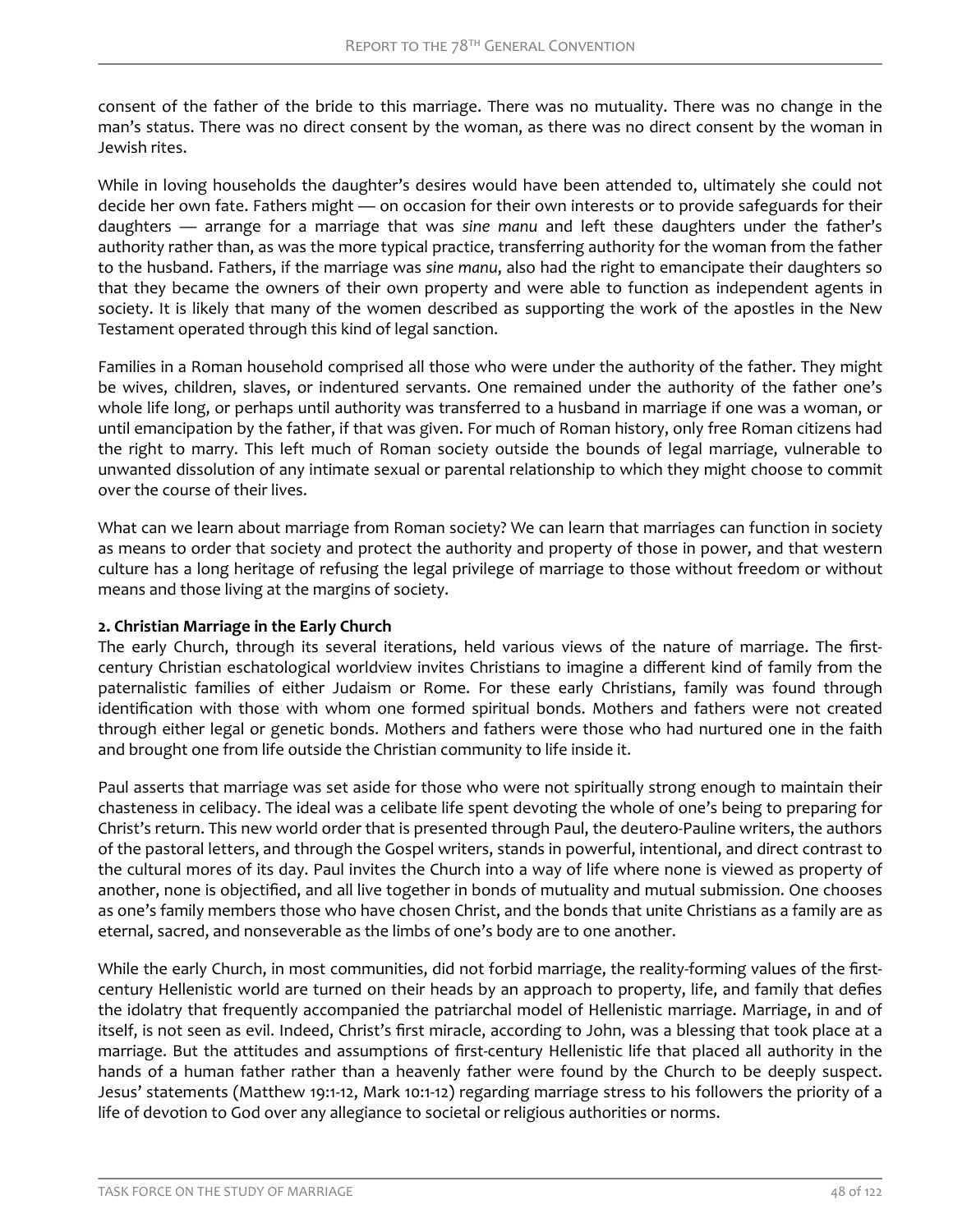consent of the father of the bride to this marriage. There was no mutuality. There was no change in the man's status. There was no direct consent by the woman, as there was no direct consent by the woman in Jewish rites.

While in loving households the daughter's desires would have been attended to, ultimately she could not decide her own fate. Fathers might — on occasion for their own interests or to provide safeguards for their daughters — arrange for a marriage that was *sine manu* and left these daughters under the father's authority rather than, as was the more typical practice, transferring authority for the woman from the father to the husband. Fathers, if the marriage was *sine manu*, also had the right to emancipate their daughters so that they became the owners of their own property and were able to function as independent agents in society. It is likely that many of the women described as supporting the work of the apostles in the New Testament operated through this kind of legal sanction.

Families in a Roman household comprised all those who were under the authority of the father. They might be wives, children, slaves, or indentured servants. One remained under the authority of the father one's whole life long, or perhaps until authority was transferred to a husband in marriage if one was a woman, or until emancipation by the father, if that was given. For much of Roman history, only free Roman citizens had the right to marry. This left much of Roman society outside the bounds of legal marriage, vulnerable to unwanted dissolution of any intimate sexual or parental relationship to which they might choose to commit over the course of their lives.

What can we learn about marriage from Roman society? We can learn that marriages can function in society as means to order that society and protect the authority and property of those in power, and that western culture has a long heritage of refusing the legal privilege of marriage to those without freedom or without means and those living at the margins of society.

**2. Christian Marriage in the Early Church**

The early Church, through its several iterations, held various views of the nature of marriage. The first-century Christian eschatological worldview invites Christians to imagine a different kind of family from the paternalistic families of either Judaism or Rome. For these early Christians, family was found through identification with those with whom one formed spiritual bonds. Mothers and fathers were not created through either legal or genetic bonds. Mothers and fathers were those who had nurtured one in the faith and brought one from life outside the Christian community to life inside it.

Paul asserts that marriage was set aside for those who were not spiritually strong enough to maintain their chasteness in celibacy. The ideal was a celibate life spent devoting the whole of one's being to preparing for Christ's return. This new world order that is presented through Paul, the deutero-Pauline writers, the authors of the pastoral letters, and through the Gospel writers, stands in powerful, intentional, and direct contrast to the cultural mores of its day. Paul invites the Church into a way of life where none is viewed as property of another, none is objectified, and all live together in bonds of mutuality and mutual submission. One chooses as one's family members those who have chosen Christ, and the bonds that unite Christians as a family are as eternal, sacred, and nonseverable as the limbs of one's body are to one another.

While the early Church, in most communities, did not forbid marriage, the reality-forming values of the first-century Hellenistic world are turned on their heads by an approach to property, life, and family that defies the idolatry that frequently accompanied the patriarchal model of Hellenistic marriage. Marriage, in and of itself, is not seen as evil. Indeed, Christ's first miracle, according to John, was a blessing that took place at a marriage. But the attitudes and assumptions of first-century Hellenistic life that placed all authority in the hands of a human father rather than a heavenly father were found by the Church to be deeply suspect. Jesus' statements (Matthew 19:1-12, Mark 10:1-12) regarding marriage stress to his followers the priority of a life of devotion to God over any allegiance to societal or religious authorities or norms.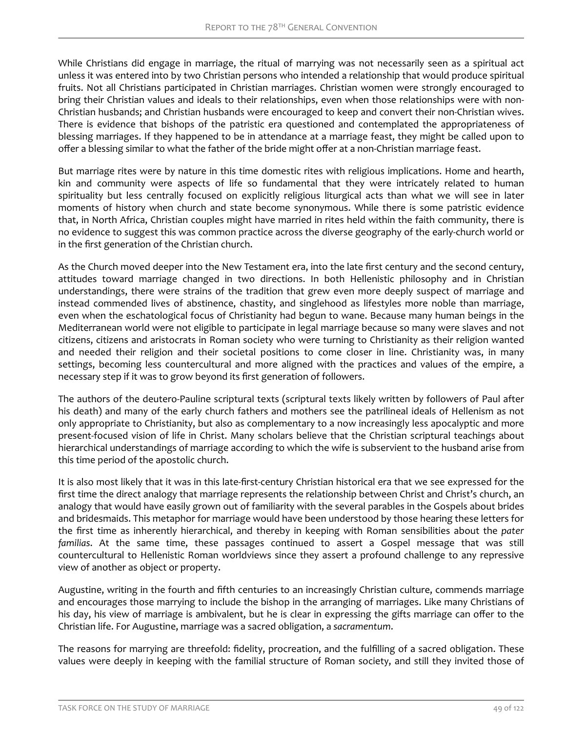While Christians did engage in marriage, the ritual of marrying was not necessarily seen as a spiritual act unless it was entered into by two Christian persons who intended a relationship that would produce spiritual fruits. Not all Christians participated in Christian marriages. Christian women were strongly encouraged to bring their Christian values and ideals to their relationships, even when those relationships were with non-Christian husbands; and Christian husbands were encouraged to keep and convert their non-Christian wives. There is evidence that bishops of the patristic era questioned and contemplated the appropriateness of blessing marriages. If they happened to be in attendance at a marriage feast, they might be called upon to offer a blessing similar to what the father of the bride might offer at a non-Christian marriage feast.

But marriage rites were by nature in this time domestic rites with religious implications. Home and hearth, kin and community were aspects of life so fundamental that they were intricately related to human spirituality but less centrally focused on explicitly religious liturgical acts than what we will see in later moments of history when church and state become synonymous. While there is some patristic evidence that, in North Africa, Christian couples might have married in rites held within the faith community, there is no evidence to suggest this was common practice across the diverse geography of the early-church world or in the first generation of the Christian church.

As the Church moved deeper into the New Testament era, into the late first century and the second century, attitudes toward marriage changed in two directions. In both Hellenistic philosophy and in Christian understandings, there were strains of the tradition that grew even more deeply suspect of marriage and instead commended lives of abstinence, chastity, and singlehood as lifestyles more noble than marriage, even when the eschatological focus of Christianity had begun to wane. Because many human beings in the Mediterranean world were not eligible to participate in legal marriage because so many were slaves and not citizens, citizens and aristocrats in Roman society who were turning to Christianity as their religion wanted and needed their religion and their societal positions to come closer in line. Christianity was, in many settings, becoming less countercultural and more aligned with the practices and values of the empire, a necessary step if it was to grow beyond its first generation of followers.

The authors of the deutero-Pauline scriptural texts (scriptural texts likely written by followers of Paul after his death) and many of the early church fathers and mothers see the patrilineal ideals of Hellenism as not only appropriate to Christianity, but also as complementary to a now increasingly less apocalyptic and more present-focused vision of life in Christ. Many scholars believe that the Christian scriptural teachings about hierarchical understandings of marriage according to which the wife is subservient to the husband arise from this time period of the apostolic church.

It is also most likely that it was in this late-first-century Christian historical era that we see expressed for the first time the direct analogy that marriage represents the relationship between Christ and Christ's church, an analogy that would have easily grown out of familiarity with the several parables in the Gospels about brides and bridesmaids. This metaphor for marriage would have been understood by those hearing these letters for the first time as inherently hierarchical, and thereby in keeping with Roman sensibilities about the *pater familias*. At the same time, these passages continued to assert a Gospel message that was still countercultural to Hellenistic Roman worldviews since they assert a profound challenge to any repressive view of another as object or property.

Augustine, writing in the fourth and fifth centuries to an increasingly Christian culture, commends marriage and encourages those marrying to include the bishop in the arranging of marriages. Like many Christians of his day, his view of marriage is ambivalent, but he is clear in expressing the gifts marriage can offer to the Christian life. For Augustine, marriage was a sacred obligation, a *sacramentum*.

The reasons for marrying are threefold: fidelity, procreation, and the fulfilling of a sacred obligation. These values were deeply in keeping with the familial structure of Roman society, and still they invited those of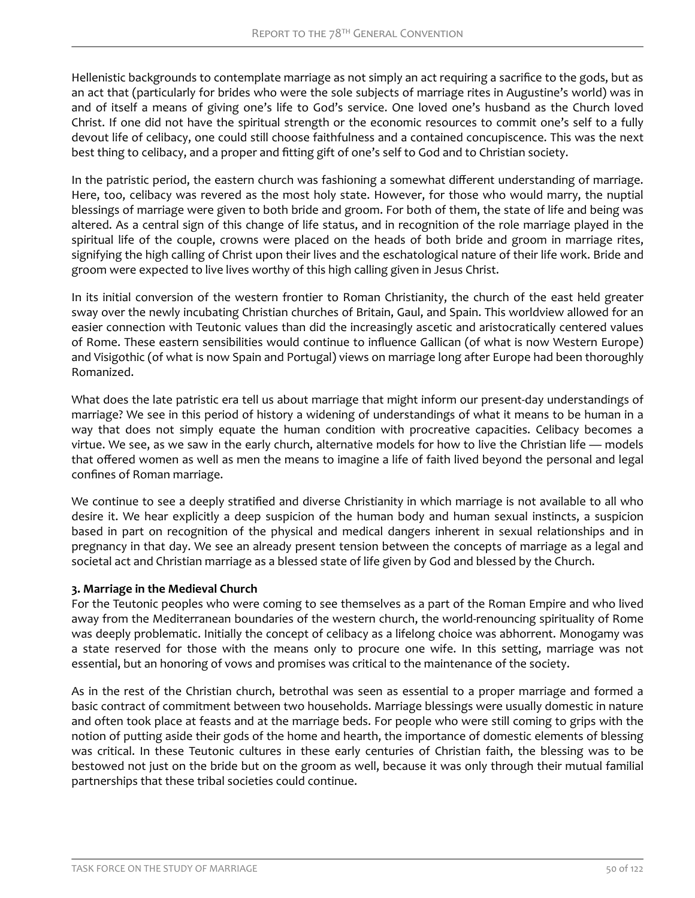Hellenistic backgrounds to contemplate marriage as not simply an act requiring a sacrifice to the gods, but as an act that (particularly for brides who were the sole subjects of marriage rites in Augustine's world) was in and of itself a means of giving one's life to God's service. One loved one's husband as the Church loved Christ. If one did not have the spiritual strength or the economic resources to commit one's self to a fully devout life of celibacy, one could still choose faithfulness and a contained concupiscence. This was the next best thing to celibacy, and a proper and fitting gift of one's self to God and to Christian society.

In the patristic period, the eastern church was fashioning a somewhat different understanding of marriage. Here, too, celibacy was revered as the most holy state. However, for those who would marry, the nuptial blessings of marriage were given to both bride and groom. For both of them, the state of life and being was altered. As a central sign of this change of life status, and in recognition of the role marriage played in the spiritual life of the couple, crowns were placed on the heads of both bride and groom in marriage rites, signifying the high calling of Christ upon their lives and the eschatological nature of their life work. Bride and groom were expected to live lives worthy of this high calling given in Jesus Christ.

In its initial conversion of the western frontier to Roman Christianity, the church of the east held greater sway over the newly incubating Christian churches of Britain, Gaul, and Spain. This worldview allowed for an easier connection with Teutonic values than did the increasingly ascetic and aristocratically centered values of Rome. These eastern sensibilities would continue to influence Gallican (of what is now Western Europe) and Visigothic (of what is now Spain and Portugal) views on marriage long after Europe had been thoroughly Romanized.

What does the late patristic era tell us about marriage that might inform our present-day understandings of marriage? We see in this period of history a widening of understandings of what it means to be human in a way that does not simply equate the human condition with procreative capacities. Celibacy becomes a virtue. We see, as we saw in the early church, alternative models for how to live the Christian life — models that offered women as well as men the means to imagine a life of faith lived beyond the personal and legal confines of Roman marriage.

We continue to see a deeply stratified and diverse Christianity in which marriage is not available to all who desire it. We hear explicitly a deep suspicion of the human body and human sexual instincts, a suspicion based in part on recognition of the physical and medical dangers inherent in sexual relationships and in pregnancy in that day. We see an already present tension between the concepts of marriage as a legal and societal act and Christian marriage as a blessed state of life given by God and blessed by the Church.

**3. Marriage in the Medieval Church**

For the Teutonic peoples who were coming to see themselves as a part of the Roman Empire and who lived away from the Mediterranean boundaries of the western church, the world-renouncing spirituality of Rome was deeply problematic. Initially the concept of celibacy as a lifelong choice was abhorrent. Monogamy was a state reserved for those with the means only to procure one wife. In this setting, marriage was not essential, but an honoring of vows and promises was critical to the maintenance of the society.

As in the rest of the Christian church, betrothal was seen as essential to a proper marriage and formed a basic contract of commitment between two households. Marriage blessings were usually domestic in nature and often took place at feasts and at the marriage beds. For people who were still coming to grips with the notion of putting aside their gods of the home and hearth, the importance of domestic elements of blessing was critical. In these Teutonic cultures in these early centuries of Christian faith, the blessing was to be bestowed not just on the bride but on the groom as well, because it was only through their mutual familial partnerships that these tribal societies could continue.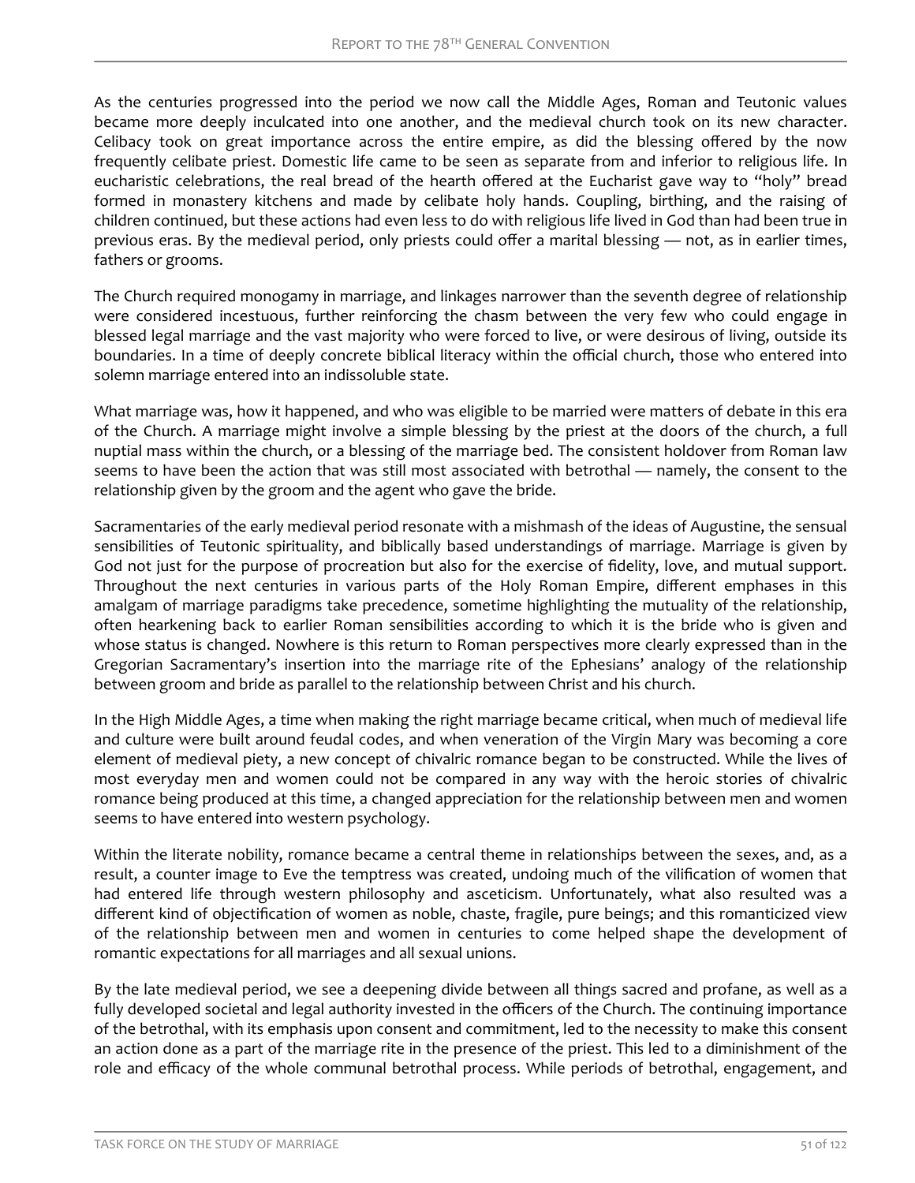As the centuries progressed into the period we now call the Middle Ages, Roman and Teutonic values became more deeply inculcated into one another, and the medieval church took on its new character. Celibacy took on great importance across the entire empire, as did the blessing offered by the now frequently celibate priest. Domestic life came to be seen as separate from and inferior to religious life. In eucharistic celebrations, the real bread of the hearth offered at the Eucharist gave way to "holy" bread formed in monastery kitchens and made by celibate holy hands. Coupling, birthing, and the raising of children continued, but these actions had even less to do with religious life lived in God than had been true in previous eras. By the medieval period, only priests could offer a marital blessing — not, as in earlier times, fathers or grooms.

The Church required monogamy in marriage, and linkages narrower than the seventh degree of relationship were considered incestuous, further reinforcing the chasm between the very few who could engage in blessed legal marriage and the vast majority who were forced to live, or were desirous of living, outside its boundaries. In a time of deeply concrete biblical literacy within the official church, those who entered into solemn marriage entered into an indissoluble state.

What marriage was, how it happened, and who was eligible to be married were matters of debate in this era of the Church. A marriage might involve a simple blessing by the priest at the doors of the church, a full nuptial mass within the church, or a blessing of the marriage bed. The consistent holdover from Roman law seems to have been the action that was still most associated with betrothal — namely, the consent to the relationship given by the groom and the agent who gave the bride.

Sacramentaries of the early medieval period resonate with a mishmash of the ideas of Augustine, the sensual sensibilities of Teutonic spirituality, and biblically based understandings of marriage. Marriage is given by God not just for the purpose of procreation but also for the exercise of fidelity, love, and mutual support. Throughout the next centuries in various parts of the Holy Roman Empire, different emphases in this amalgam of marriage paradigms take precedence, sometime highlighting the mutuality of the relationship, often hearkening back to earlier Roman sensibilities according to which it is the bride who is given and whose status is changed. Nowhere is this return to Roman perspectives more clearly expressed than in the Gregorian Sacramentary's insertion into the marriage rite of the Ephesians' analogy of the relationship between groom and bride as parallel to the relationship between Christ and his church.

In the High Middle Ages, a time when making the right marriage became critical, when much of medieval life and culture were built around feudal codes, and when veneration of the Virgin Mary was becoming a core element of medieval piety, a new concept of chivalric romance began to be constructed. While the lives of most everyday men and women could not be compared in any way with the heroic stories of chivalric romance being produced at this time, a changed appreciation for the relationship between men and women seems to have entered into western psychology.

Within the literate nobility, romance became a central theme in relationships between the sexes, and, as a result, a counter image to Eve the temptress was created, undoing much of the vilification of women that had entered life through western philosophy and asceticism. Unfortunately, what also resulted was a different kind of objectification of women as noble, chaste, fragile, pure beings; and this romanticized view of the relationship between men and women in centuries to come helped shape the development of romantic expectations for all marriages and all sexual unions.

By the late medieval period, we see a deepening divide between all things sacred and profane, as well as a fully developed societal and legal authority invested in the officers of the Church. The continuing importance of the betrothal, with its emphasis upon consent and commitment, led to the necessity to make this consent an action done as a part of the marriage rite in the presence of the priest. This led to a diminishment of the role and efficacy of the whole communal betrothal process. While periods of betrothal, engagement, and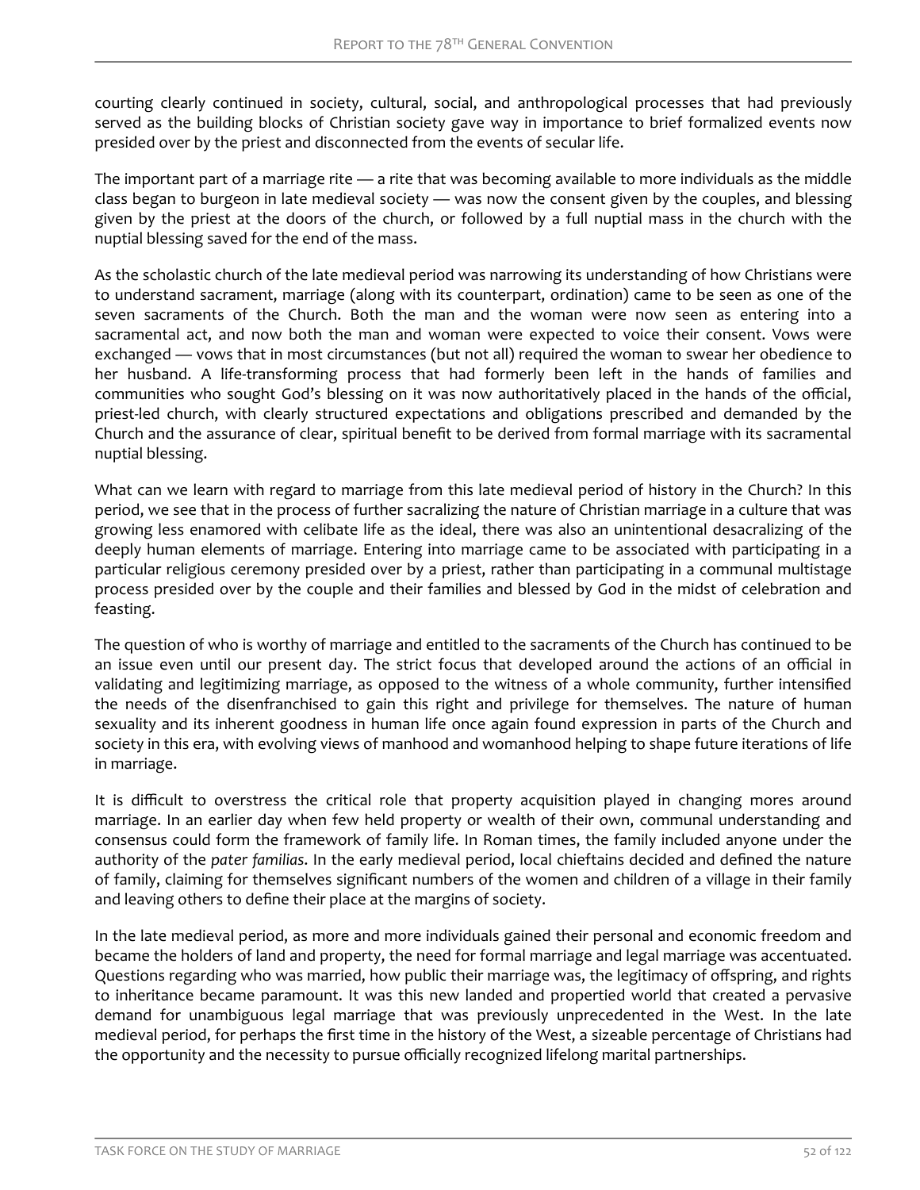courting clearly continued in society, cultural, social, and anthropological processes that had previously served as the building blocks of Christian society gave way in importance to brief formalized events now presided over by the priest and disconnected from the events of secular life.

The important part of a marriage rite — a rite that was becoming available to more individuals as the middle class began to burgeon in late medieval society — was now the consent given by the couples, and blessing given by the priest at the doors of the church, or followed by a full nuptial mass in the church with the nuptial blessing saved for the end of the mass.

As the scholastic church of the late medieval period was narrowing its understanding of how Christians were to understand sacrament, marriage (along with its counterpart, ordination) came to be seen as one of the seven sacraments of the Church. Both the man and the woman were now seen as entering into a sacramental act, and now both the man and woman were expected to voice their consent. Vows were exchanged — vows that in most circumstances (but not all) required the woman to swear her obedience to her husband. A life-transforming process that had formerly been left in the hands of families and communities who sought God's blessing on it was now authoritatively placed in the hands of the official, priest-led church, with clearly structured expectations and obligations prescribed and demanded by the Church and the assurance of clear, spiritual benefit to be derived from formal marriage with its sacramental nuptial blessing.

What can we learn with regard to marriage from this late medieval period of history in the Church? In this period, we see that in the process of further sacralizing the nature of Christian marriage in a culture that was growing less enamored with celibate life as the ideal, there was also an unintentional desacralizing of the deeply human elements of marriage. Entering into marriage came to be associated with participating in a particular religious ceremony presided over by a priest, rather than participating in a communal multistage process presided over by the couple and their families and blessed by God in the midst of celebration and feasting.

The question of who is worthy of marriage and entitled to the sacraments of the Church has continued to be an issue even until our present day. The strict focus that developed around the actions of an official in validating and legitimizing marriage, as opposed to the witness of a whole community, further intensified the needs of the disenfranchised to gain this right and privilege for themselves. The nature of human sexuality and its inherent goodness in human life once again found expression in parts of the Church and society in this era, with evolving views of manhood and womanhood helping to shape future iterations of life in marriage.

It is difficult to overstress the critical role that property acquisition played in changing mores around marriage. In an earlier day when few held property or wealth of their own, communal understanding and consensus could form the framework of family life. In Roman times, the family included anyone under the authority of the *pater familias*. In the early medieval period, local chieftains decided and defined the nature of family, claiming for themselves significant numbers of the women and children of a village in their family and leaving others to define their place at the margins of society.

In the late medieval period, as more and more individuals gained their personal and economic freedom and became the holders of land and property, the need for formal marriage and legal marriage was accentuated. Questions regarding who was married, how public their marriage was, the legitimacy of offspring, and rights to inheritance became paramount. It was this new landed and propertied world that created a pervasive demand for unambiguous legal marriage that was previously unprecedented in the West. In the late medieval period, for perhaps the first time in the history of the West, a sizeable percentage of Christians had the opportunity and the necessity to pursue officially recognized lifelong marital partnerships.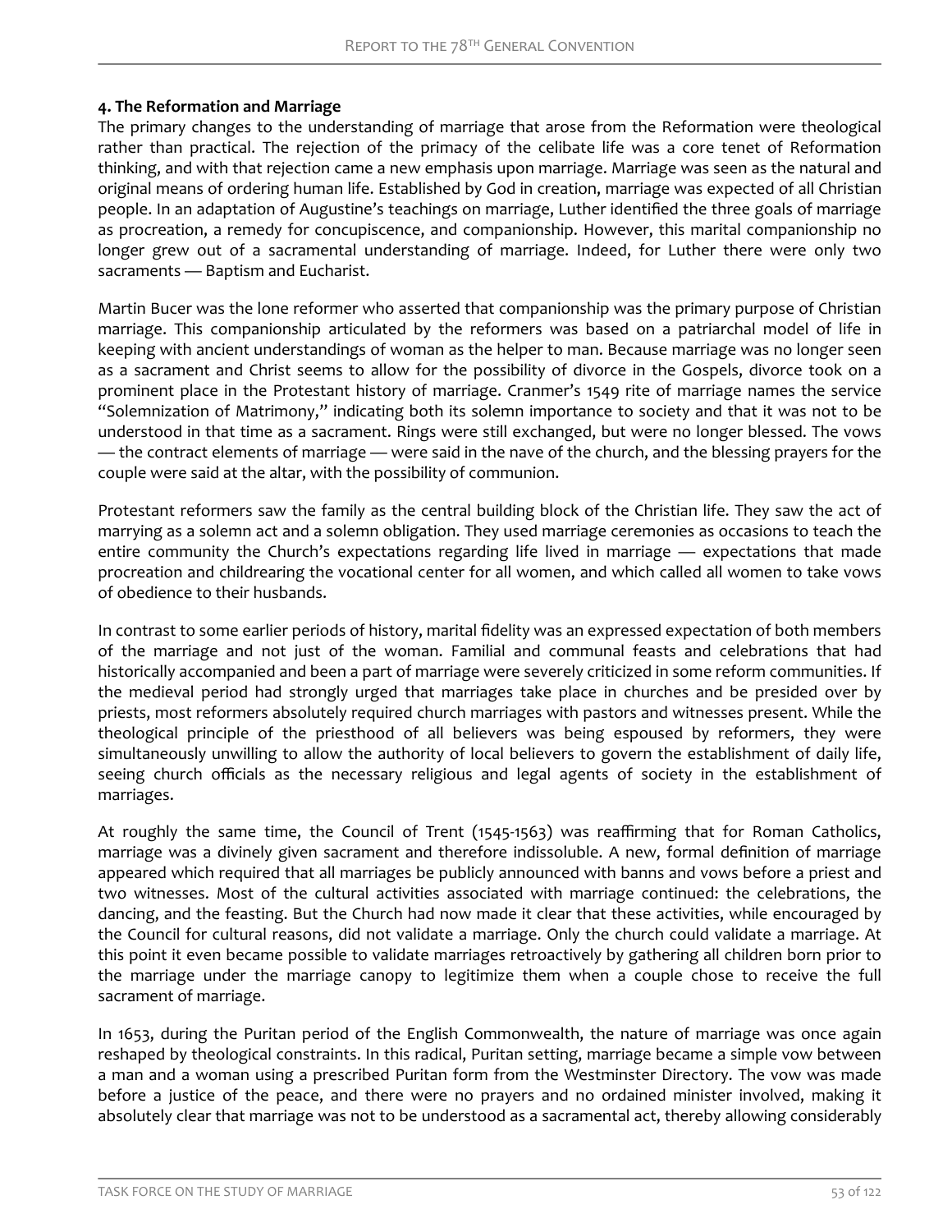#### 4. The Reformation and Marriage

The primary changes to the understanding of marriage that arose from the Reformation were theological rather than practical. The rejection of the primacy of the celibate life was a core tenet of Reformation thinking, and with that rejection came a new emphasis upon marriage. Marriage was seen as the natural and original means of ordering human life. Established by God in creation, marriage was expected of all Christian people. In an adaptation of Augustine's teachings on marriage, Luther identified the three goals of marriage as procreation, a remedy for concupiscence, and companionship. However, this marital companionship no longer grew out of a sacramental understanding of marriage. Indeed, for Luther there were only two sacraments — Baptism and Eucharist.

Martin Bucer was the lone reformer who asserted that companionship was the primary purpose of Christian marriage. This companionship articulated by the reformers was based on a patriarchal model of life in keeping with ancient understandings of woman as the helper to man. Because marriage was no longer seen as a sacrament and Christ seems to allow for the possibility of divorce in the Gospels, divorce took on a prominent place in the Protestant history of marriage. Cranmer's 1549 rite of marriage names the service "Solemnization of Matrimony," indicating both its solemn importance to society and that it was not to be understood in that time as a sacrament. Rings were still exchanged, but were no longer blessed. The vows — the contract elements of marriage — were said in the nave of the church, and the blessing prayers for the couple were said at the altar, with the possibility of communion.

Protestant reformers saw the family as the central building block of the Christian life. They saw the act of marrying as a solemn act and a solemn obligation. They used marriage ceremonies as occasions to teach the entire community the Church's expectations regarding life lived in marriage — expectations that made procreation and childrearing the vocational center for all women, and which called all women to take vows of obedience to their husbands.

In contrast to some earlier periods of history, marital fidelity was an expressed expectation of both members of the marriage and not just of the woman. Familial and communal feasts and celebrations that had historically accompanied and been a part of marriage were severely criticized in some reform communities. If the medieval period had strongly urged that marriages take place in churches and be presided over by priests, most reformers absolutely required church marriages with pastors and witnesses present. While the theological principle of the priesthood of all believers was being espoused by reformers, they were simultaneously unwilling to allow the authority of local believers to govern the establishment of daily life, seeing church officials as the necessary religious and legal agents of society in the establishment of marriages.

At roughly the same time, the Council of Trent (1545-1563) was reaffirming that for Roman Catholics, marriage was a divinely given sacrament and therefore indissoluble. A new, formal definition of marriage appeared which required that all marriages be publicly announced with banns and vows before a priest and two witnesses. Most of the cultural activities associated with marriage continued: the celebrations, the dancing, and the feasting. But the Church had now made it clear that these activities, while encouraged by the Council for cultural reasons, did not validate a marriage. Only the church could validate a marriage. At this point it even became possible to validate marriages retroactively by gathering all children born prior to the marriage under the marriage canopy to legitimize them when a couple chose to receive the full sacrament of marriage.

In 1653, during the Puritan period of the English Commonwealth, the nature of marriage was once again reshaped by theological constraints. In this radical, Puritan setting, marriage became a simple vow between a man and a woman using a prescribed Puritan form from the Westminster Directory. The vow was made before a justice of the peace, and there were no prayers and no ordained minister involved, making it absolutely clear that marriage was not to be understood as a sacramental act, thereby allowing considerably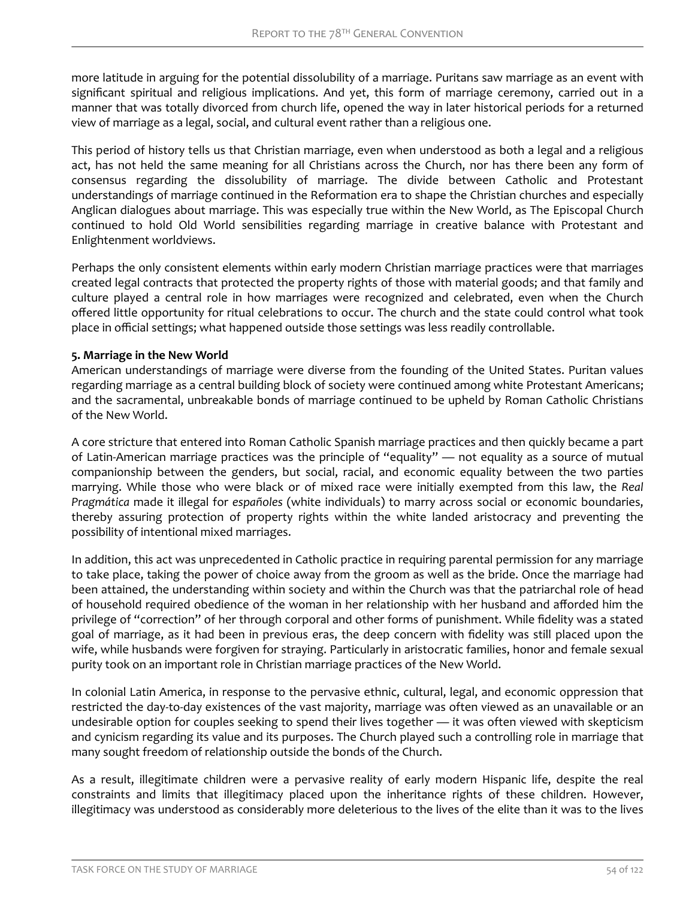more latitude in arguing for the potential dissolubility of a marriage. Puritans saw marriage as an event with significant spiritual and religious implications. And yet, this form of marriage ceremony, carried out in a manner that was totally divorced from church life, opened the way in later historical periods for a returned view of marriage as a legal, social, and cultural event rather than a religious one.

This period of history tells us that Christian marriage, even when understood as both a legal and a religious act, has not held the same meaning for all Christians across the Church, nor has there been any form of consensus regarding the dissolubility of marriage. The divide between Catholic and Protestant understandings of marriage continued in the Reformation era to shape the Christian churches and especially Anglican dialogues about marriage. This was especially true within the New World, as The Episcopal Church continued to hold Old World sensibilities regarding marriage in creative balance with Protestant and Enlightenment worldviews.

Perhaps the only consistent elements within early modern Christian marriage practices were that marriages created legal contracts that protected the property rights of those with material goods; and that family and culture played a central role in how marriages were recognized and celebrated, even when the Church offered little opportunity for ritual celebrations to occur. The church and the state could control what took place in official settings; what happened outside those settings was less readily controllable.

**5. Marriage in the New World**

American understandings of marriage were diverse from the founding of the United States. Puritan values regarding marriage as a central building block of society were continued among white Protestant Americans; and the sacramental, unbreakable bonds of marriage continued to be upheld by Roman Catholic Christians of the New World.

A core stricture that entered into Roman Catholic Spanish marriage practices and then quickly became a part of Latin-American marriage practices was the principle of "equality" — not equality as a source of mutual companionship between the genders, but social, racial, and economic equality between the two parties marrying. While those who were black or of mixed race were initially exempted from this law, the *Real Pragmática* made it illegal for *españoles* (white individuals) to marry across social or economic boundaries, thereby assuring protection of property rights within the white landed aristocracy and preventing the possibility of intentional mixed marriages.

In addition, this act was unprecedented in Catholic practice in requiring parental permission for any marriage to take place, taking the power of choice away from the groom as well as the bride. Once the marriage had been attained, the understanding within society and within the Church was that the patriarchal role of head of household required obedience of the woman in her relationship with her husband and afforded him the privilege of "correction" of her through corporal and other forms of punishment. While fidelity was a stated goal of marriage, as it had been in previous eras, the deep concern with fidelity was still placed upon the wife, while husbands were forgiven for straying. Particularly in aristocratic families, honor and female sexual purity took on an important role in Christian marriage practices of the New World.

In colonial Latin America, in response to the pervasive ethnic, cultural, legal, and economic oppression that restricted the day-to-day existences of the vast majority, marriage was often viewed as an unavailable or an undesirable option for couples seeking to spend their lives together — it was often viewed with skepticism and cynicism regarding its value and its purposes. The Church played such a controlling role in marriage that many sought freedom of relationship outside the bonds of the Church.

As a result, illegitimate children were a pervasive reality of early modern Hispanic life, despite the real constraints and limits that illegitimacy placed upon the inheritance rights of these children. However, illegitimacy was understood as considerably more deleterious to the lives of the elite than it was to the lives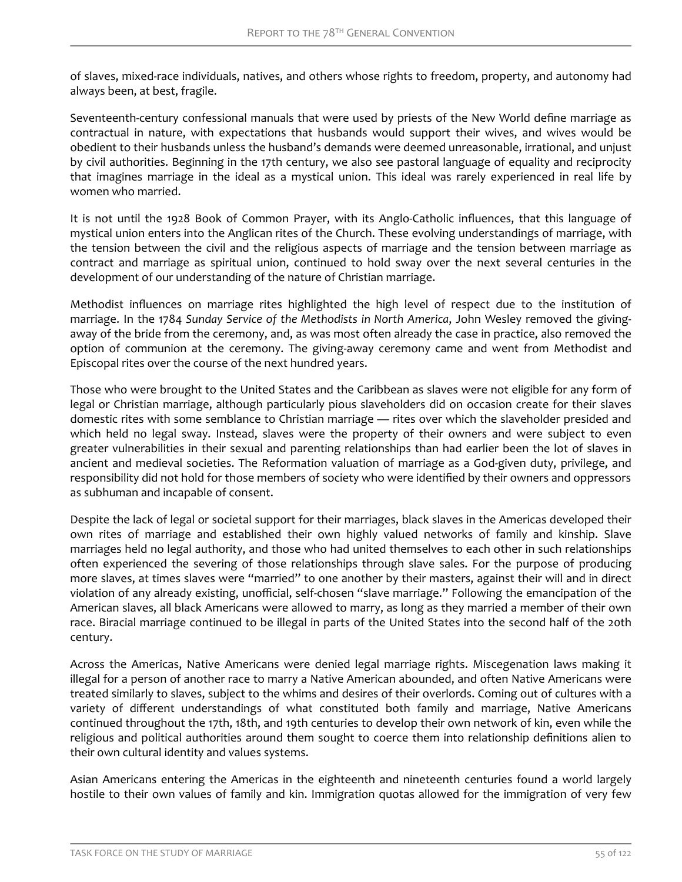of slaves, mixed-race individuals, natives, and others whose rights to freedom, property, and autonomy had always been, at best, fragile.

Seventeenth-century confessional manuals that were used by priests of the New World define marriage as contractual in nature, with expectations that husbands would support their wives, and wives would be obedient to their husbands unless the husband's demands were deemed unreasonable, irrational, and unjust by civil authorities. Beginning in the 17th century, we also see pastoral language of equality and reciprocity that imagines marriage in the ideal as a mystical union. This ideal was rarely experienced in real life by women who married.

It is not until the 1928 Book of Common Prayer, with its Anglo-Catholic influences, that this language of mystical union enters into the Anglican rites of the Church. These evolving understandings of marriage, with the tension between the civil and the religious aspects of marriage and the tension between marriage as contract and marriage as spiritual union, continued to hold sway over the next several centuries in the development of our understanding of the nature of Christian marriage.

Methodist influences on marriage rites highlighted the high level of respect due to the institution of marriage. In the 1784 *Sunday Service of the Methodists in North America*, John Wesley removed the giving-away of the bride from the ceremony, and, as was most often already the case in practice, also removed the option of communion at the ceremony. The giving-away ceremony came and went from Methodist and Episcopal rites over the course of the next hundred years.

Those who were brought to the United States and the Caribbean as slaves were not eligible for any form of legal or Christian marriage, although particularly pious slaveholders did on occasion create for their slaves domestic rites with some semblance to Christian marriage — rites over which the slaveholder presided and which held no legal sway. Instead, slaves were the property of their owners and were subject to even greater vulnerabilities in their sexual and parenting relationships than had earlier been the lot of slaves in ancient and medieval societies. The Reformation valuation of marriage as a God-given duty, privilege, and responsibility did not hold for those members of society who were identified by their owners and oppressors as subhuman and incapable of consent.

Despite the lack of legal or societal support for their marriages, black slaves in the Americas developed their own rites of marriage and established their own highly valued networks of family and kinship. Slave marriages held no legal authority, and those who had united themselves to each other in such relationships often experienced the severing of those relationships through slave sales. For the purpose of producing more slaves, at times slaves were "married" to one another by their masters, against their will and in direct violation of any already existing, unofficial, self-chosen "slave marriage." Following the emancipation of the American slaves, all black Americans were allowed to marry, as long as they married a member of their own race. Biracial marriage continued to be illegal in parts of the United States into the second half of the 20th century.

Across the Americas, Native Americans were denied legal marriage rights. Miscegenation laws making it illegal for a person of another race to marry a Native American abounded, and often Native Americans were treated similarly to slaves, subject to the whims and desires of their overlords. Coming out of cultures with a variety of different understandings of what constituted both family and marriage, Native Americans continued throughout the 17th, 18th, and 19th centuries to develop their own network of kin, even while the religious and political authorities around them sought to coerce them into relationship definitions alien to their own cultural identity and values systems.

Asian Americans entering the Americas in the eighteenth and nineteenth centuries found a world largely hostile to their own values of family and kin. Immigration quotas allowed for the immigration of very few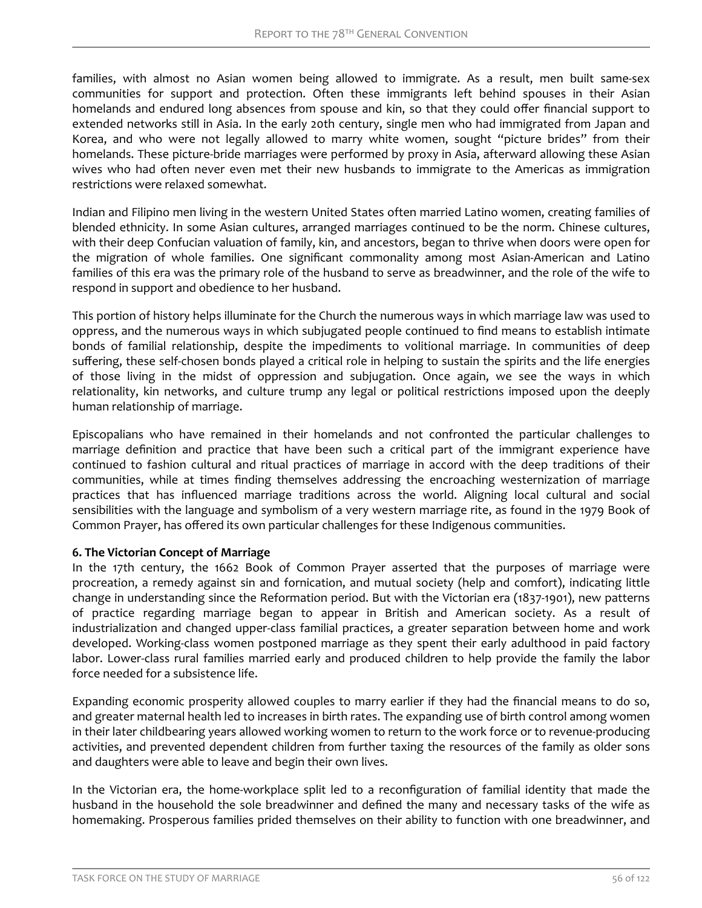families, with almost no Asian women being allowed to immigrate. As a result, men built same-sex communities for support and protection. Often these immigrants left behind spouses in their Asian homelands and endured long absences from spouse and kin, so that they could offer financial support to extended networks still in Asia. In the early 20th century, single men who had immigrated from Japan and Korea, and who were not legally allowed to marry white women, sought "picture brides" from their homelands. These picture-bride marriages were performed by proxy in Asia, afterward allowing these Asian wives who had often never even met their new husbands to immigrate to the Americas as immigration restrictions were relaxed somewhat.

Indian and Filipino men living in the western United States often married Latino women, creating families of blended ethnicity. In some Asian cultures, arranged marriages continued to be the norm. Chinese cultures, with their deep Confucian valuation of family, kin, and ancestors, began to thrive when doors were open for the migration of whole families. One significant commonality among most Asian-American and Latino families of this era was the primary role of the husband to serve as breadwinner, and the role of the wife to respond in support and obedience to her husband.

This portion of history helps illuminate for the Church the numerous ways in which marriage law was used to oppress, and the numerous ways in which subjugated people continued to find means to establish intimate bonds of familial relationship, despite the impediments to volitional marriage. In communities of deep suffering, these self-chosen bonds played a critical role in helping to sustain the spirits and the life energies of those living in the midst of oppression and subjugation. Once again, we see the ways in which relationality, kin networks, and culture trump any legal or political restrictions imposed upon the deeply human relationship of marriage.

Episcopalians who have remained in their homelands and not confronted the particular challenges to marriage definition and practice that have been such a critical part of the immigrant experience have continued to fashion cultural and ritual practices of marriage in accord with the deep traditions of their communities, while at times finding themselves addressing the encroaching westernization of marriage practices that has influenced marriage traditions across the world. Aligning local cultural and social sensibilities with the language and symbolism of a very western marriage rite, as found in the 1979 Book of Common Prayer, has offered its own particular challenges for these Indigenous communities.

**6. The Victorian Concept of Marriage**

In the 17th century, the 1662 Book of Common Prayer asserted that the purposes of marriage were procreation, a remedy against sin and fornication, and mutual society (help and comfort), indicating little change in understanding since the Reformation period. But with the Victorian era (1837-1901), new patterns of practice regarding marriage began to appear in British and American society. As a result of industrialization and changed upper-class familial practices, a greater separation between home and work developed. Working-class women postponed marriage as they spent their early adulthood in paid factory labor. Lower-class rural families married early and produced children to help provide the family the labor force needed for a subsistence life.

Expanding economic prosperity allowed couples to marry earlier if they had the financial means to do so, and greater maternal health led to increases in birth rates. The expanding use of birth control among women in their later childbearing years allowed working women to return to the work force or to revenue-producing activities, and prevented dependent children from further taxing the resources of the family as older sons and daughters were able to leave and begin their own lives.

In the Victorian era, the home-workplace split led to a reconfiguration of familial identity that made the husband in the household the sole breadwinner and defined the many and necessary tasks of the wife as homemaking. Prosperous families prided themselves on their ability to function with one breadwinner, and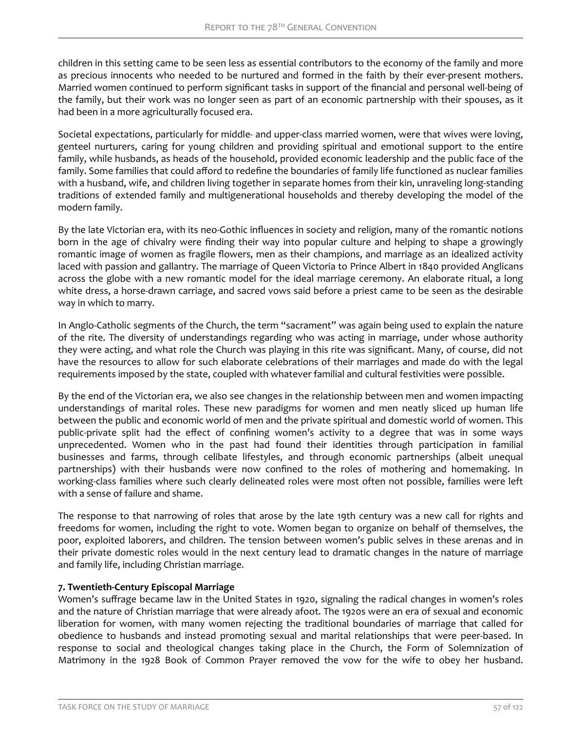children in this setting came to be seen less as essential contributors to the economy of the family and more as precious innocents who needed to be nurtured and formed in the faith by their ever-present mothers. Married women continued to perform significant tasks in support of the financial and personal well-being of the family, but their work was no longer seen as part of an economic partnership with their spouses, as it had been in a more agriculturally focused era.

Societal expectations, particularly for middle- and upper-class married women, were that wives were loving, genteel nurturers, caring for young children and providing spiritual and emotional support to the entire family, while husbands, as heads of the household, provided economic leadership and the public face of the family. Some families that could afford to redefine the boundaries of family life functioned as nuclear families with a husband, wife, and children living together in separate homes from their kin, unraveling long-standing traditions of extended family and multigenerational households and thereby developing the model of the modern family.

By the late Victorian era, with its neo-Gothic influences in society and religion, many of the romantic notions born in the age of chivalry were finding their way into popular culture and helping to shape a growingly romantic image of women as fragile flowers, men as their champions, and marriage as an idealized activity laced with passion and gallantry. The marriage of Queen Victoria to Prince Albert in 1840 provided Anglicans across the globe with a new romantic model for the ideal marriage ceremony. An elaborate ritual, a long white dress, a horse-drawn carriage, and sacred vows said before a priest came to be seen as the desirable way in which to marry.

In Anglo-Catholic segments of the Church, the term "sacrament" was again being used to explain the nature of the rite. The diversity of understandings regarding who was acting in marriage, under whose authority they were acting, and what role the Church was playing in this rite was significant. Many, of course, did not have the resources to allow for such elaborate celebrations of their marriages and made do with the legal requirements imposed by the state, coupled with whatever familial and cultural festivities were possible.

By the end of the Victorian era, we also see changes in the relationship between men and women impacting understandings of marital roles. These new paradigms for women and men neatly sliced up human life between the public and economic world of men and the private spiritual and domestic world of women. This public-private split had the effect of confining women's activity to a degree that was in some ways unprecedented. Women who in the past had found their identities through participation in familial businesses and farms, through celibate lifestyles, and through economic partnerships (albeit unequal partnerships) with their husbands were now confined to the roles of mothering and homemaking. In working-class families where such clearly delineated roles were most often not possible, families were left with a sense of failure and shame.

The response to that narrowing of roles that arose by the late 19th century was a new call for rights and freedoms for women, including the right to vote. Women began to organize on behalf of themselves, the poor, exploited laborers, and children. The tension between women's public selves in these arenas and in their private domestic roles would in the next century lead to dramatic changes in the nature of marriage and family life, including Christian marriage.

**7. Twentieth-Century Episcopal Marriage**

Women's suffrage became law in the United States in 1920, signaling the radical changes in women's roles and the nature of Christian marriage that were already afoot. The 1920s were an era of sexual and economic liberation for women, with many women rejecting the traditional boundaries of marriage that called for obedience to husbands and instead promoting sexual and marital relationships that were peer-based. In response to social and theological changes taking place in the Church, the Form of Solemnization of Matrimony in the 1928 Book of Common Prayer removed the vow for the wife to obey her husband.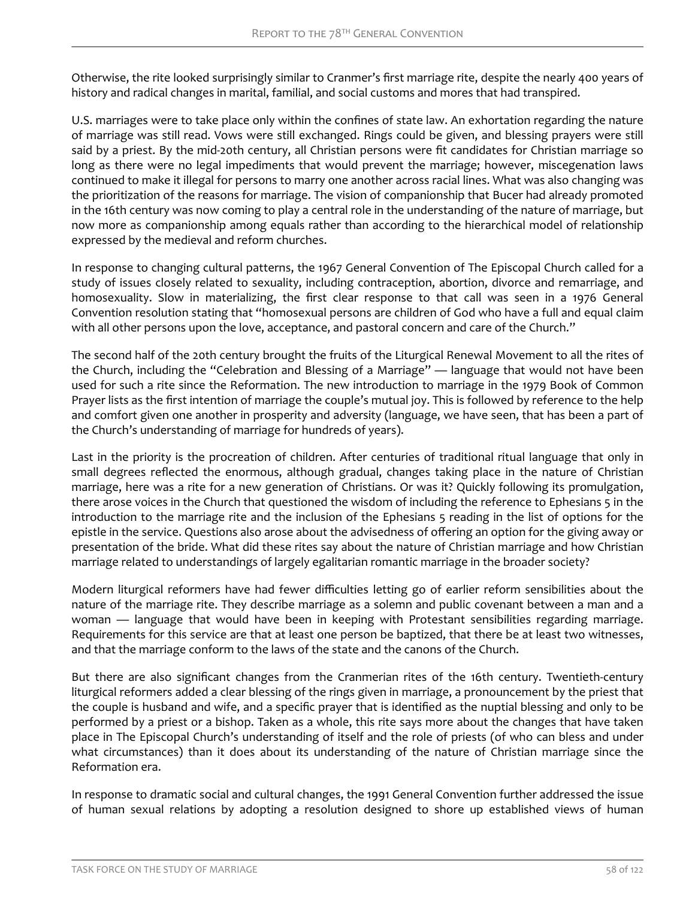Otherwise, the rite looked surprisingly similar to Cranmer's first marriage rite, despite the nearly 400 years of history and radical changes in marital, familial, and social customs and mores that had transpired.

U.S. marriages were to take place only within the confines of state law. An exhortation regarding the nature of marriage was still read. Vows were still exchanged. Rings could be given, and blessing prayers were still said by a priest. By the mid-20th century, all Christian persons were fit candidates for Christian marriage so long as there were no legal impediments that would prevent the marriage; however, miscegenation laws continued to make it illegal for persons to marry one another across racial lines. What was also changing was the prioritization of the reasons for marriage. The vision of companionship that Bucer had already promoted in the 16th century was now coming to play a central role in the understanding of the nature of marriage, but now more as companionship among equals rather than according to the hierarchical model of relationship expressed by the medieval and reform churches.

In response to changing cultural patterns, the 1967 General Convention of The Episcopal Church called for a study of issues closely related to sexuality, including contraception, abortion, divorce and remarriage, and homosexuality. Slow in materializing, the first clear response to that call was seen in a 1976 General Convention resolution stating that "homosexual persons are children of God who have a full and equal claim with all other persons upon the love, acceptance, and pastoral concern and care of the Church."

The second half of the 20th century brought the fruits of the Liturgical Renewal Movement to all the rites of the Church, including the "Celebration and Blessing of a Marriage" — language that would not have been used for such a rite since the Reformation. The new introduction to marriage in the 1979 Book of Common Prayer lists as the first intention of marriage the couple's mutual joy. This is followed by reference to the help and comfort given one another in prosperity and adversity (language, we have seen, that has been a part of the Church's understanding of marriage for hundreds of years).

Last in the priority is the procreation of children. After centuries of traditional ritual language that only in small degrees reflected the enormous, although gradual, changes taking place in the nature of Christian marriage, here was a rite for a new generation of Christians. Or was it? Quickly following its promulgation, there arose voices in the Church that questioned the wisdom of including the reference to Ephesians 5 in the introduction to the marriage rite and the inclusion of the Ephesians 5 reading in the list of options for the epistle in the service. Questions also arose about the advisedness of offering an option for the giving away or presentation of the bride. What did these rites say about the nature of Christian marriage and how Christian marriage related to understandings of largely egalitarian romantic marriage in the broader society?

Modern liturgical reformers have had fewer difficulties letting go of earlier reform sensibilities about the nature of the marriage rite. They describe marriage as a solemn and public covenant between a man and a woman — language that would have been in keeping with Protestant sensibilities regarding marriage. Requirements for this service are that at least one person be baptized, that there be at least two witnesses, and that the marriage conform to the laws of the state and the canons of the Church.

But there are also significant changes from the Cranmerian rites of the 16th century. Twentieth-century liturgical reformers added a clear blessing of the rings given in marriage, a pronouncement by the priest that the couple is husband and wife, and a specific prayer that is identified as the nuptial blessing and only to be performed by a priest or a bishop. Taken as a whole, this rite says more about the changes that have taken place in The Episcopal Church's understanding of itself and the role of priests (of who can bless and under what circumstances) than it does about its understanding of the nature of Christian marriage since the Reformation era.

In response to dramatic social and cultural changes, the 1991 General Convention further addressed the issue of human sexual relations by adopting a resolution designed to shore up established views of human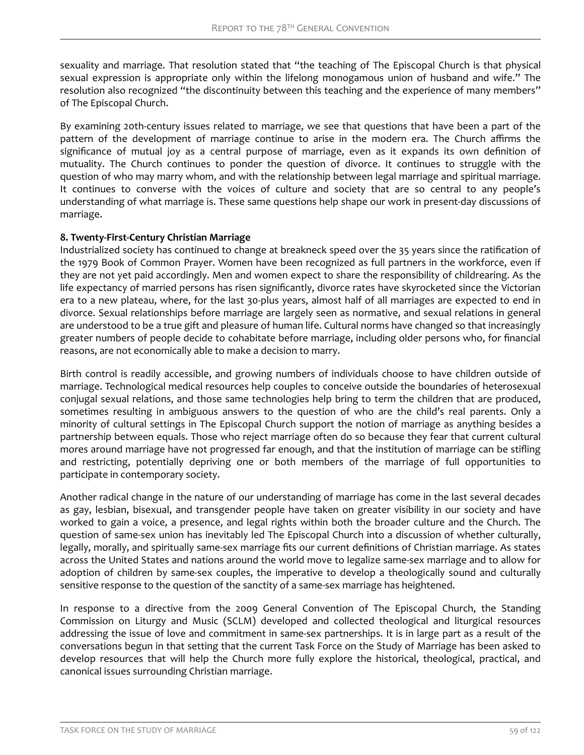sexuality and marriage. That resolution stated that "the teaching of The Episcopal Church is that physical sexual expression is appropriate only within the lifelong monogamous union of husband and wife." The resolution also recognized "the discontinuity between this teaching and the experience of many members" of The Episcopal Church.

By examining 20th-century issues related to marriage, we see that questions that have been a part of the pattern of the development of marriage continue to arise in the modern era. The Church affirms the significance of mutual joy as a central purpose of marriage, even as it expands its own definition of mutuality. The Church continues to ponder the question of divorce. It continues to struggle with the question of who may marry whom, and with the relationship between legal marriage and spiritual marriage. It continues to converse with the voices of culture and society that are so central to any people's understanding of what marriage is. These same questions help shape our work in present-day discussions of marriage.

**8. Twenty-First-Century Christian Marriage**

Industrialized society has continued to change at breakneck speed over the 35 years since the ratification of the 1979 Book of Common Prayer. Women have been recognized as full partners in the workforce, even if they are not yet paid accordingly. Men and women expect to share the responsibility of childrearing. As the life expectancy of married persons has risen significantly, divorce rates have skyrocketed since the Victorian era to a new plateau, where, for the last 30-plus years, almost half of all marriages are expected to end in divorce. Sexual relationships before marriage are largely seen as normative, and sexual relations in general are understood to be a true gift and pleasure of human life. Cultural norms have changed so that increasingly greater numbers of people decide to cohabitate before marriage, including older persons who, for financial reasons, are not economically able to make a decision to marry.

Birth control is readily accessible, and growing numbers of individuals choose to have children outside of marriage. Technological medical resources help couples to conceive outside the boundaries of heterosexual conjugal sexual relations, and those same technologies help bring to term the children that are produced, sometimes resulting in ambiguous answers to the question of who are the child's real parents. Only a minority of cultural settings in The Episcopal Church support the notion of marriage as anything besides a partnership between equals. Those who reject marriage often do so because they fear that current cultural mores around marriage have not progressed far enough, and that the institution of marriage can be stifling and restricting, potentially depriving one or both members of the marriage of full opportunities to participate in contemporary society.

Another radical change in the nature of our understanding of marriage has come in the last several decades as gay, lesbian, bisexual, and transgender people have taken on greater visibility in our society and have worked to gain a voice, a presence, and legal rights within both the broader culture and the Church. The question of same-sex union has inevitably led The Episcopal Church into a discussion of whether culturally, legally, morally, and spiritually same-sex marriage fits our current definitions of Christian marriage. As states across the United States and nations around the world move to legalize same-sex marriage and to allow for adoption of children by same-sex couples, the imperative to develop a theologically sound and culturally sensitive response to the question of the sanctity of a same-sex marriage has heightened.

In response to a directive from the 2009 General Convention of The Episcopal Church, the Standing Commission on Liturgy and Music (SCLM) developed and collected theological and liturgical resources addressing the issue of love and commitment in same-sex partnerships. It is in large part as a result of the conversations begun in that setting that the current Task Force on the Study of Marriage has been asked to develop resources that will help the Church more fully explore the historical, theological, practical, and canonical issues surrounding Christian marriage.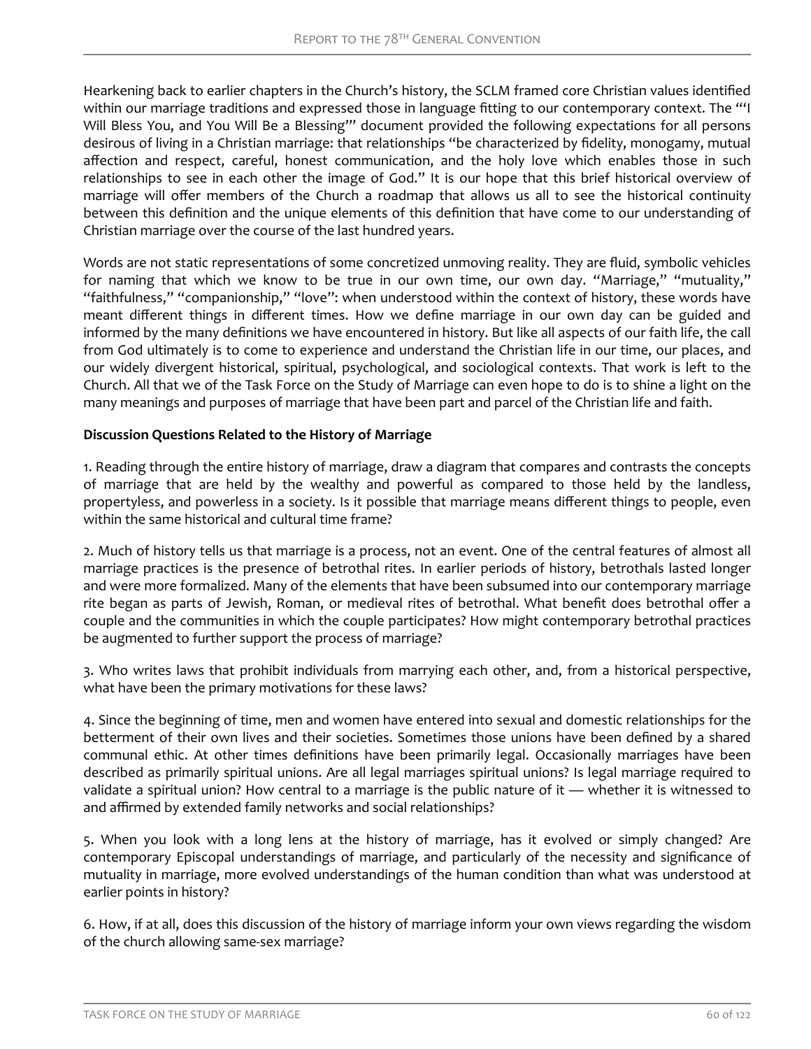Hearkening back to earlier chapters in the Church's history, the SCLM framed core Christian values identified within our marriage traditions and expressed those in language fitting to our contemporary context. The "'I Will Bless You, and You Will Be a Blessing'" document provided the following expectations for all persons desirous of living in a Christian marriage: that relationships "be characterized by fidelity, monogamy, mutual affection and respect, careful, honest communication, and the holy love which enables those in such relationships to see in each other the image of God." It is our hope that this brief historical overview of marriage will offer members of the Church a roadmap that allows us all to see the historical continuity between this definition and the unique elements of this definition that have come to our understanding of Christian marriage over the course of the last hundred years.

Words are not static representations of some concretized unmoving reality. They are fluid, symbolic vehicles for naming that which we know to be true in our own time, our own day. "Marriage," "mutuality," "faithfulness," "companionship," "love": when understood within the context of history, these words have meant different things in different times. How we define marriage in our own day can be guided and informed by the many definitions we have encountered in history. But like all aspects of our faith life, the call from God ultimately is to come to experience and understand the Christian life in our time, our places, and our widely divergent historical, spiritual, psychological, and sociological contexts. That work is left to the Church. All that we of the Task Force on the Study of Marriage can even hope to do is to shine a light on the many meanings and purposes of marriage that have been part and parcel of the Christian life and faith.

**Discussion Questions Related to the History of Marriage**

1. Reading through the entire history of marriage, draw a diagram that compares and contrasts the concepts of marriage that are held by the wealthy and powerful as compared to those held by the landless, propertyless, and powerless in a society. Is it possible that marriage means different things to people, even within the same historical and cultural time frame?

2. Much of history tells us that marriage is a process, not an event. One of the central features of almost all marriage practices is the presence of betrothal rites. In earlier periods of history, betrothals lasted longer and were more formalized. Many of the elements that have been subsumed into our contemporary marriage rite began as parts of Jewish, Roman, or medieval rites of betrothal. What benefit does betrothal offer a couple and the communities in which the couple participates? How might contemporary betrothal practices be augmented to further support the process of marriage?

3. Who writes laws that prohibit individuals from marrying each other, and, from a historical perspective, what have been the primary motivations for these laws?

4. Since the beginning of time, men and women have entered into sexual and domestic relationships for the betterment of their own lives and their societies. Sometimes those unions have been defined by a shared communal ethic. At other times definitions have been primarily legal. Occasionally marriages have been described as primarily spiritual unions. Are all legal marriages spiritual unions? Is legal marriage required to validate a spiritual union? How central to a marriage is the public nature of it — whether it is witnessed to and affirmed by extended family networks and social relationships?

5. When you look with a long lens at the history of marriage, has it evolved or simply changed? Are contemporary Episcopal understandings of marriage, and particularly of the necessity and significance of mutuality in marriage, more evolved understandings of the human condition than what was understood at earlier points in history?

6. How, if at all, does this discussion of the history of marriage inform your own views regarding the wisdom of the church allowing same-sex marriage?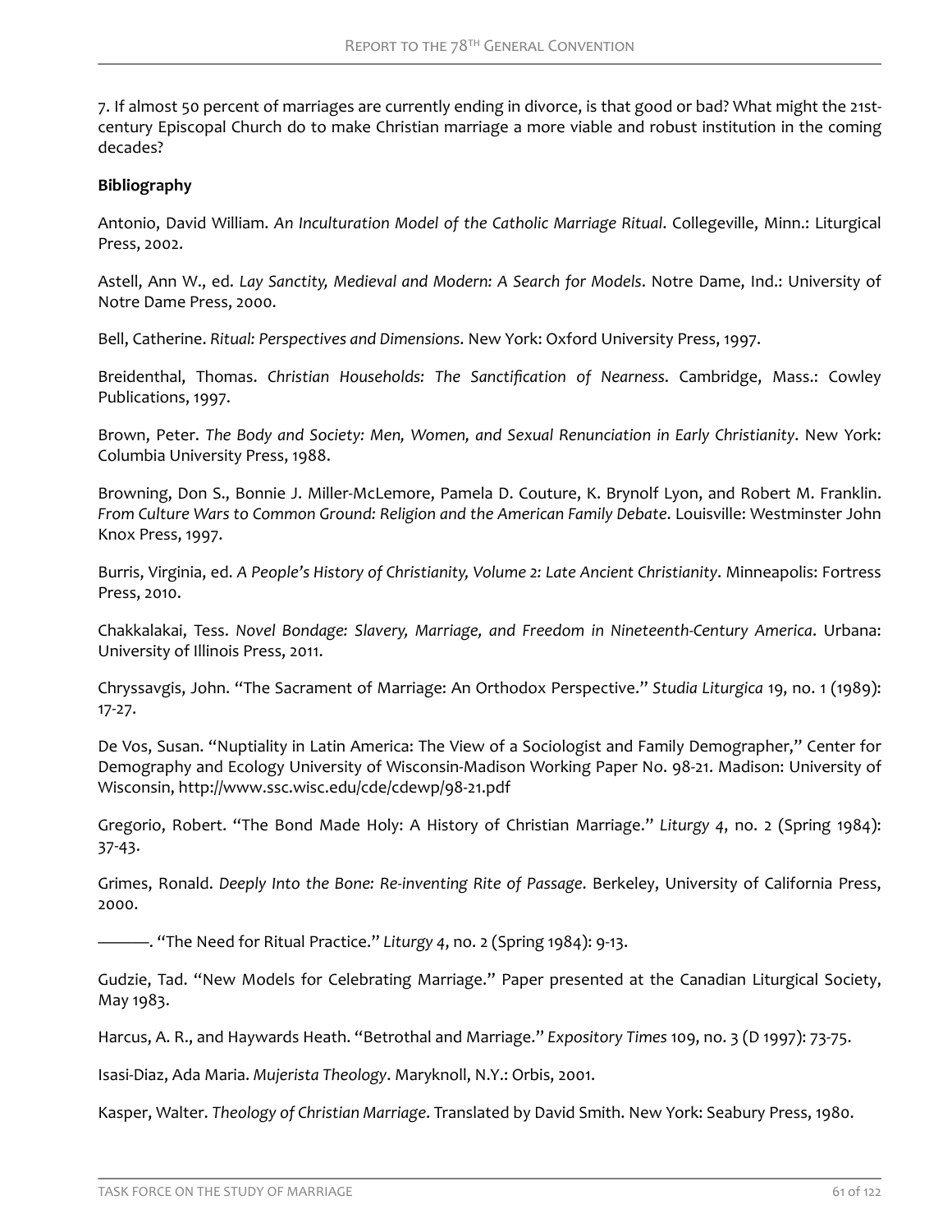7. If almost 50 percent of marriages are currently ending in divorce, is that good or bad? What might the 21st-century Episcopal Church do to make Christian marriage a more viable and robust institution in the coming decades?

**Bibliography**

Antonio, David William. *An Inculturation Model of the Catholic Marriage Ritual*. Collegeville, Minn.: Liturgical Press, 2002.

Astell, Ann W., ed. *Lay Sanctity, Medieval and Modern: A Search for Models*. Notre Dame, Ind.: University of Notre Dame Press, 2000.

Bell, Catherine. *Ritual: Perspectives and Dimensions*. New York: Oxford University Press, 1997.

Breidenthal, Thomas. *Christian Households: The Sanctification of Nearness*. Cambridge, Mass.: Cowley Publications, 1997.

Brown, Peter. *The Body and Society: Men, Women, and Sexual Renunciation in Early Christianity*. New York: Columbia University Press, 1988.

Browning, Don S., Bonnie J. Miller-McLemore, Pamela D. Couture, K. Brynolf Lyon, and Robert M. Franklin. *From Culture Wars to Common Ground: Religion and the American Family Debate*. Louisville: Westminster John Knox Press, 1997.

Burris, Virginia, ed. *A People's History of Christianity, Volume 2: Late Ancient Christianity*. Minneapolis: Fortress Press, 2010.

Chakkalakai, Tess. *Novel Bondage: Slavery, Marriage, and Freedom in Nineteenth-Century America*. Urbana: University of Illinois Press, 2011.

Chryssavgis, John. "The Sacrament of Marriage: An Orthodox Perspective." *Studia Liturgica* 19, no. 1 (1989): 17-27.

De Vos, Susan. "Nuptiality in Latin America: The View of a Sociologist and Family Demographer," Center for Demography and Ecology University of Wisconsin-Madison Working Paper No. 98-21. Madison: University of Wisconsin, http://www.ssc.wisc.edu/cde/cdewp/98-21.pdf

Gregorio, Robert. "The Bond Made Holy: A History of Christian Marriage." *Liturgy* 4, no. 2 (Spring 1984): 37-43.

Grimes, Ronald. *Deeply Into the Bone: Re-inventing Rite of Passage*. Berkeley, University of California Press, 2000.

———. "The Need for Ritual Practice." *Liturgy* 4, no. 2 (Spring 1984): 9-13.

Gudzie, Tad. "New Models for Celebrating Marriage." Paper presented at the Canadian Liturgical Society, May 1983.

Harcus, A. R., and Haywards Heath. "Betrothal and Marriage." *Expository Times* 109, no. 3 (D 1997): 73-75.

Isasi-Diaz, Ada Maria. *Mujerista Theology*. Maryknoll, N.Y.: Orbis, 2001.

Kasper, Walter. *Theology of Christian Marriage*. Translated by David Smith. New York: Seabury Press, 1980.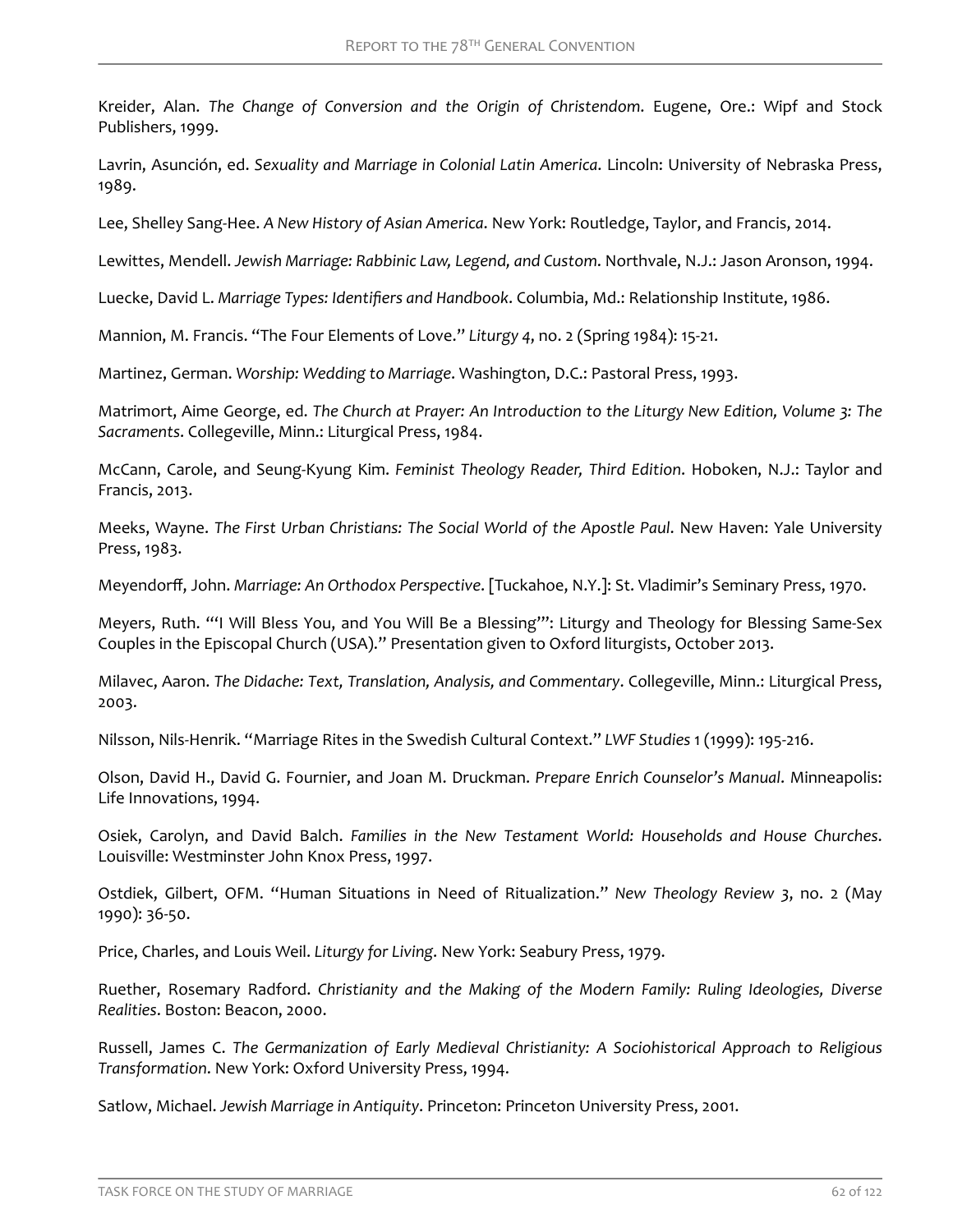Kreider, Alan. *The Change of Conversion and the Origin of Christendom*. Eugene, Ore.: Wipf and Stock Publishers, 1999.

Lavrin, Asunción, ed. *Sexuality and Marriage in Colonial Latin America*. Lincoln: University of Nebraska Press, 1989.

Lee, Shelley Sang-Hee. *A New History of Asian America*. New York: Routledge, Taylor, and Francis, 2014.

Lewittes, Mendell. *Jewish Marriage: Rabbinic Law, Legend, and Custom*. Northvale, N.J.: Jason Aronson, 1994.

Luecke, David L. *Marriage Types: Identifiers and Handbook*. Columbia, Md.: Relationship Institute, 1986.

Mannion, M. Francis. "The Four Elements of Love." *Liturgy 4*, no. 2 (Spring 1984): 15-21.

Martinez, German. *Worship: Wedding to Marriage*. Washington, D.C.: Pastoral Press, 1993.

Matrimort, Aime George, ed. *The Church at Prayer: An Introduction to the Liturgy New Edition, Volume 3: The Sacraments*. Collegeville, Minn.: Liturgical Press, 1984.

McCann, Carole, and Seung-Kyung Kim. *Feminist Theology Reader, Third Edition*. Hoboken, N.J.: Taylor and Francis, 2013.

Meeks, Wayne. *The First Urban Christians: The Social World of the Apostle Paul*. New Haven: Yale University Press, 1983.

Meyendorff, John. *Marriage: An Orthodox Perspective*. [Tuckahoe, N.Y.]: St. Vladimir's Seminary Press, 1970.

Meyers, Ruth. "'I Will Bless You, and You Will Be a Blessing'": Liturgy and Theology for Blessing Same-Sex Couples in the Episcopal Church (USA)." Presentation given to Oxford liturgists, October 2013.

Milavec, Aaron. *The Didache: Text, Translation, Analysis, and Commentary*. Collegeville, Minn.: Liturgical Press, 2003.

Nilsson, Nils-Henrik. "Marriage Rites in the Swedish Cultural Context." *LWF Studies* 1 (1999): 195-216.

Olson, David H., David G. Fournier, and Joan M. Druckman. *Prepare Enrich Counselor's Manual*. Minneapolis: Life Innovations, 1994.

Osiek, Carolyn, and David Balch. *Families in the New Testament World: Households and House Churches*. Louisville: Westminster John Knox Press, 1997.

Ostdiek, Gilbert, OFM. "Human Situations in Need of Ritualization." *New Theology Review 3*, no. 2 (May 1990): 36-50.

Price, Charles, and Louis Weil. *Liturgy for Living*. New York: Seabury Press, 1979.

Ruether, Rosemary Radford. *Christianity and the Making of the Modern Family: Ruling Ideologies, Diverse Realities*. Boston: Beacon, 2000.

Russell, James C. *The Germanization of Early Medieval Christianity: A Sociohistorical Approach to Religious Transformation*. New York: Oxford University Press, 1994.

Satlow, Michael. *Jewish Marriage in Antiquity*. Princeton: Princeton University Press, 2001.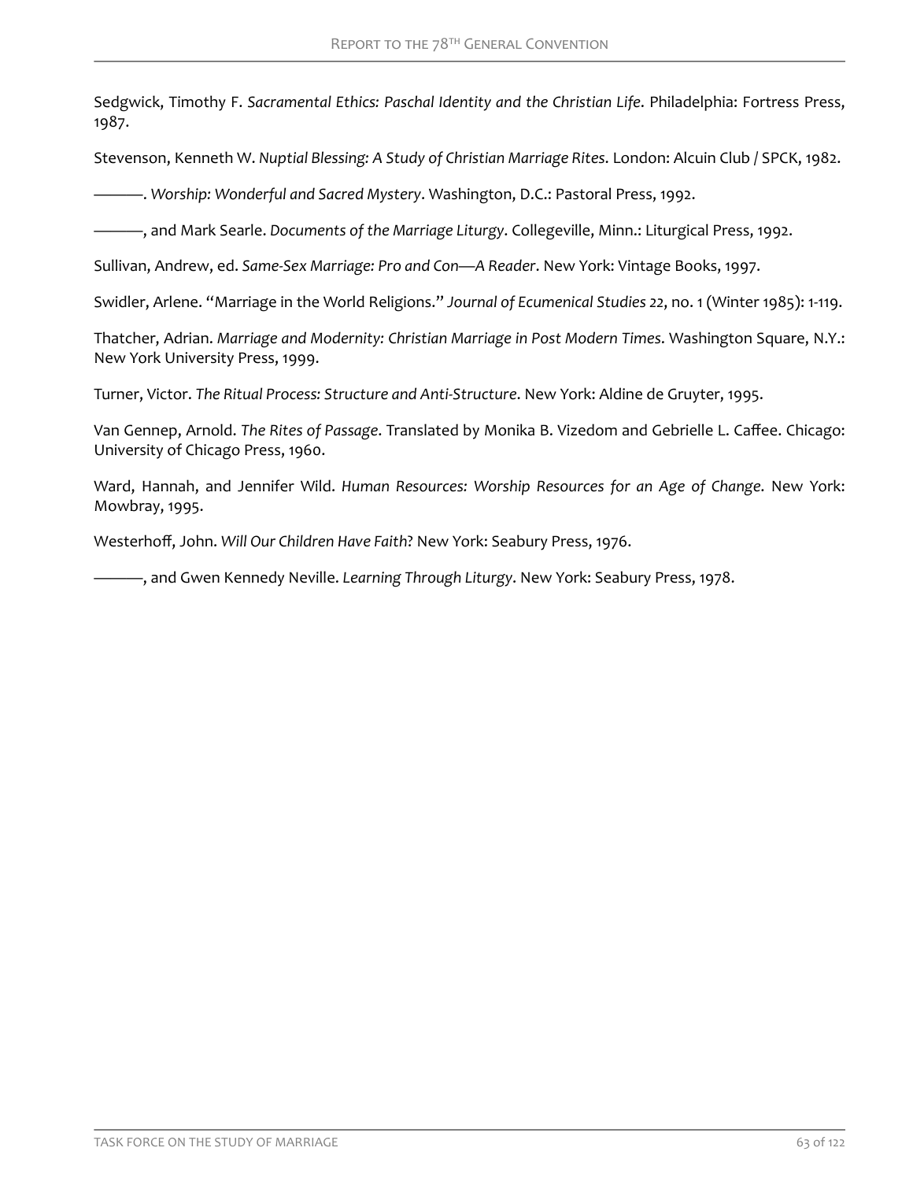Sedgwick, Timothy F. *Sacramental Ethics: Paschal Identity and the Christian Life*. Philadelphia: Fortress Press, 1987.

Stevenson, Kenneth W. *Nuptial Blessing: A Study of Christian Marriage Rites*. London: Alcuin Club / SPCK, 1982.

———. *Worship: Wonderful and Sacred Mystery*. Washington, D.C.: Pastoral Press, 1992.

———, and Mark Searle. *Documents of the Marriage Liturgy*. Collegeville, Minn.: Liturgical Press, 1992.

Sullivan, Andrew, ed. *Same-Sex Marriage: Pro and Con—A Reader*. New York: Vintage Books, 1997.

Swidler, Arlene. "Marriage in the World Religions." *Journal of Ecumenical Studies 22*, no. 1 (Winter 1985): 1-119.

Thatcher, Adrian. *Marriage and Modernity: Christian Marriage in Post Modern Times*. Washington Square, N.Y.: New York University Press, 1999.

Turner, Victor. *The Ritual Process: Structure and Anti-Structure*. New York: Aldine de Gruyter, 1995.

Van Gennep, Arnold. *The Rites of Passage*. Translated by Monika B. Vizedom and Gebrielle L. Caffee. Chicago: University of Chicago Press, 1960.

Ward, Hannah, and Jennifer Wild. *Human Resources: Worship Resources for an Age of Change*. New York: Mowbray, 1995.

Westerhoff, John. *Will Our Children Have Faith*? New York: Seabury Press, 1976.

———, and Gwen Kennedy Neville. *Learning Through Liturgy*. New York: Seabury Press, 1978.